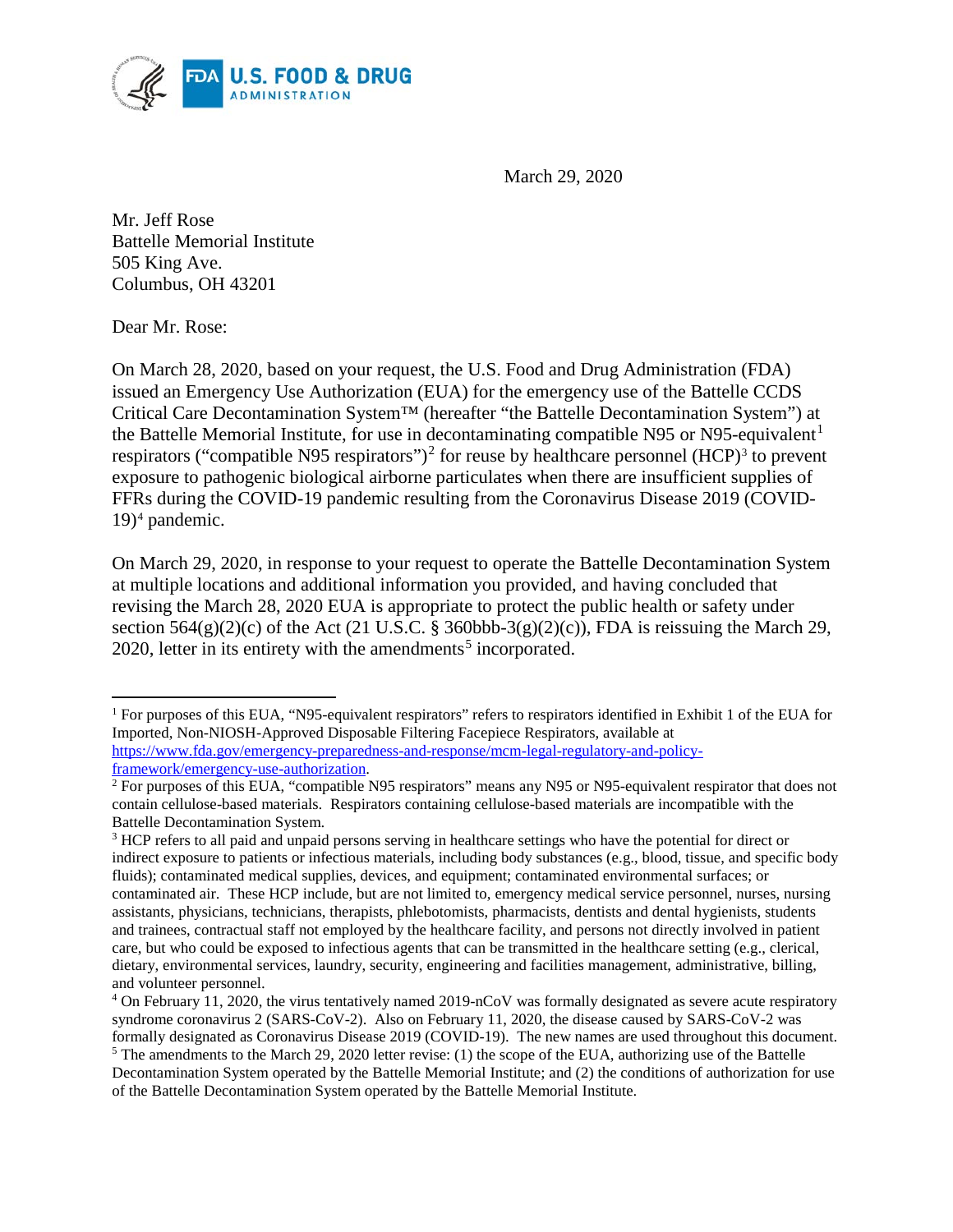March 29, 2020

Mr. Jeff Rose
Battelle Memorial Institute
505 King Ave.
Columbus, OH 43201

Dear Mr. Rose:

On March 28, 2020, based on your request, the U.S. Food and Drug Administration (FDA) issued an Emergency Use Authorization (EUA) for the emergency use of the Battelle CCDS Critical Care Decontamination System™ (hereafter "the Battelle Decontamination System") at the Battelle Memorial Institute, for use in decontaminating compatible N95 or N95-equivalent[1] respirators ("compatible N95 respirators")[2] for reuse by healthcare personnel (HCP)[3] to prevent exposure to pathogenic biological airborne particulates when there are insufficient supplies of FFRs during the COVID-19 pandemic resulting from the Coronavirus Disease 2019 (COVID-19)[4] pandemic.

On March 29, 2020, in response to your request to operate the Battelle Decontamination System at multiple locations and additional information you provided, and having concluded that revising the March 28, 2020 EUA is appropriate to protect the public health or safety under section 564(g)(2)(c) of the Act (21 U.S.C. § 360bbb-3(g)(2)(c)), FDA is reissuing the March 29, 2020, letter in its entirety with the amendments[5] incorporated.

---

[1] For purposes of this EUA, "N95-equivalent respirators" refers to respirators identified in Exhibit 1 of the EUA for Imported, Non-NIOSH-Approved Disposable Filtering Facepiece Respirators, available at https://www.fda.gov/emergency-preparedness-and-response/mcm-legal-regulatory-and-policy-framework/emergency-use-authorization.

[2] For purposes of this EUA, "compatible N95 respirators" means any N95 or N95-equivalent respirator that does not contain cellulose-based materials. Respirators containing cellulose-based materials are incompatible with the Battelle Decontamination System.

[3] HCP refers to all paid and unpaid persons serving in healthcare settings who have the potential for direct or indirect exposure to patients or infectious materials, including body substances (e.g., blood, tissue, and specific body fluids); contaminated medical supplies, devices, and equipment; contaminated environmental surfaces; or contaminated air. These HCP include, but are not limited to, emergency medical service personnel, nurses, nursing assistants, physicians, technicians, therapists, phlebotomists, pharmacists, dentists and dental hygienists, students and trainees, contractual staff not employed by the healthcare facility, and persons not directly involved in patient care, but who could be exposed to infectious agents that can be transmitted in the healthcare setting (e.g., clerical, dietary, environmental services, laundry, security, engineering and facilities management, administrative, billing, and volunteer personnel.

[4] On February 11, 2020, the virus tentatively named 2019-nCoV was formally designated as severe acute respiratory syndrome coronavirus 2 (SARS-CoV-2). Also on February 11, 2020, the disease caused by SARS-CoV-2 was formally designated as Coronavirus Disease 2019 (COVID-19). The new names are used throughout this document.

[5] The amendments to the March 29, 2020 letter revise: (1) the scope of the EUA, authorizing use of the Battelle Decontamination System operated by the Battelle Memorial Institute; and (2) the conditions of authorization for use of the Battelle Decontamination System operated by the Battelle Memorial Institute.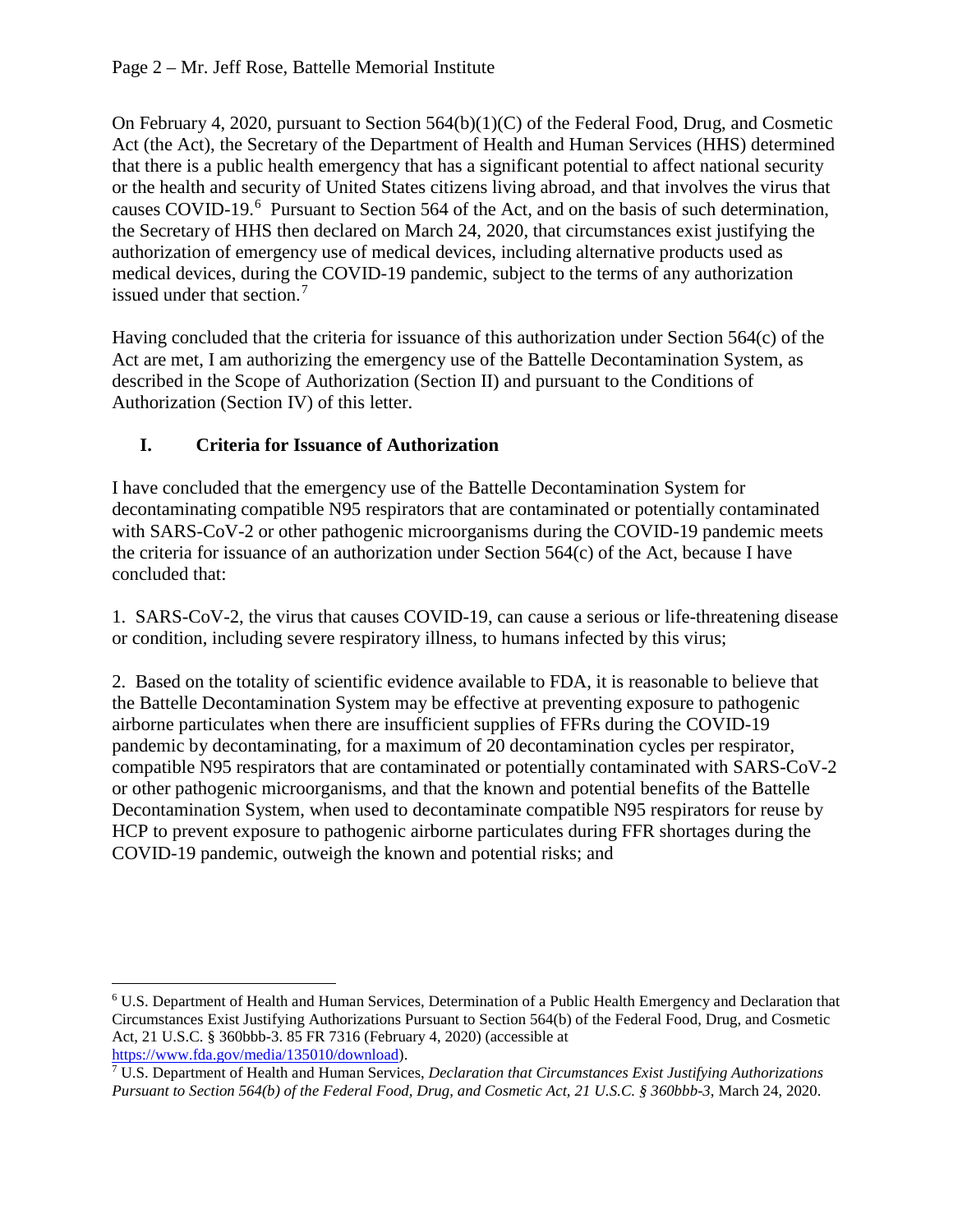On February 4, 2020, pursuant to Section 564(b)(1)(C) of the Federal Food, Drug, and Cosmetic Act (the Act), the Secretary of the Department of Health and Human Services (HHS) determined that there is a public health emergency that has a significant potential to affect national security or the health and security of United States citizens living abroad, and that involves the virus that causes COVID-19.[6] Pursuant to Section 564 of the Act, and on the basis of such determination, the Secretary of HHS then declared on March 24, 2020, that circumstances exist justifying the authorization of emergency use of medical devices, including alternative products used as medical devices, during the COVID-19 pandemic, subject to the terms of any authorization issued under that section.[7]

Having concluded that the criteria for issuance of this authorization under Section 564(c) of the Act are met, I am authorizing the emergency use of the Battelle Decontamination System, as described in the Scope of Authorization (Section II) and pursuant to the Conditions of Authorization (Section IV) of this letter.

## I. Criteria for Issuance of Authorization

I have concluded that the emergency use of the Battelle Decontamination System for decontaminating compatible N95 respirators that are contaminated or potentially contaminated with SARS-CoV-2 or other pathogenic microorganisms during the COVID-19 pandemic meets the criteria for issuance of an authorization under Section 564(c) of the Act, because I have concluded that:

1. SARS-CoV-2, the virus that causes COVID-19, can cause a serious or life-threatening disease or condition, including severe respiratory illness, to humans infected by this virus;

2. Based on the totality of scientific evidence available to FDA, it is reasonable to believe that the Battelle Decontamination System may be effective at preventing exposure to pathogenic airborne particulates when there are insufficient supplies of FFRs during the COVID-19 pandemic by decontaminating, for a maximum of 20 decontamination cycles per respirator, compatible N95 respirators that are contaminated or potentially contaminated with SARS-CoV-2 or other pathogenic microorganisms, and that the known and potential benefits of the Battelle Decontamination System, when used to decontaminate compatible N95 respirators for reuse by HCP to prevent exposure to pathogenic airborne particulates during FFR shortages during the COVID-19 pandemic, outweigh the known and potential risks; and

---

[6] U.S. Department of Health and Human Services, Determination of a Public Health Emergency and Declaration that Circumstances Exist Justifying Authorizations Pursuant to Section 564(b) of the Federal Food, Drug, and Cosmetic Act, 21 U.S.C. § 360bbb-3. 85 FR 7316 (February 4, 2020) (accessible at https://www.fda.gov/media/135010/download).

[7] U.S. Department of Health and Human Services, *Declaration that Circumstances Exist Justifying Authorizations Pursuant to Section 564(b) of the Federal Food, Drug, and Cosmetic Act, 21 U.S.C. § 360bbb-3*, March 24, 2020.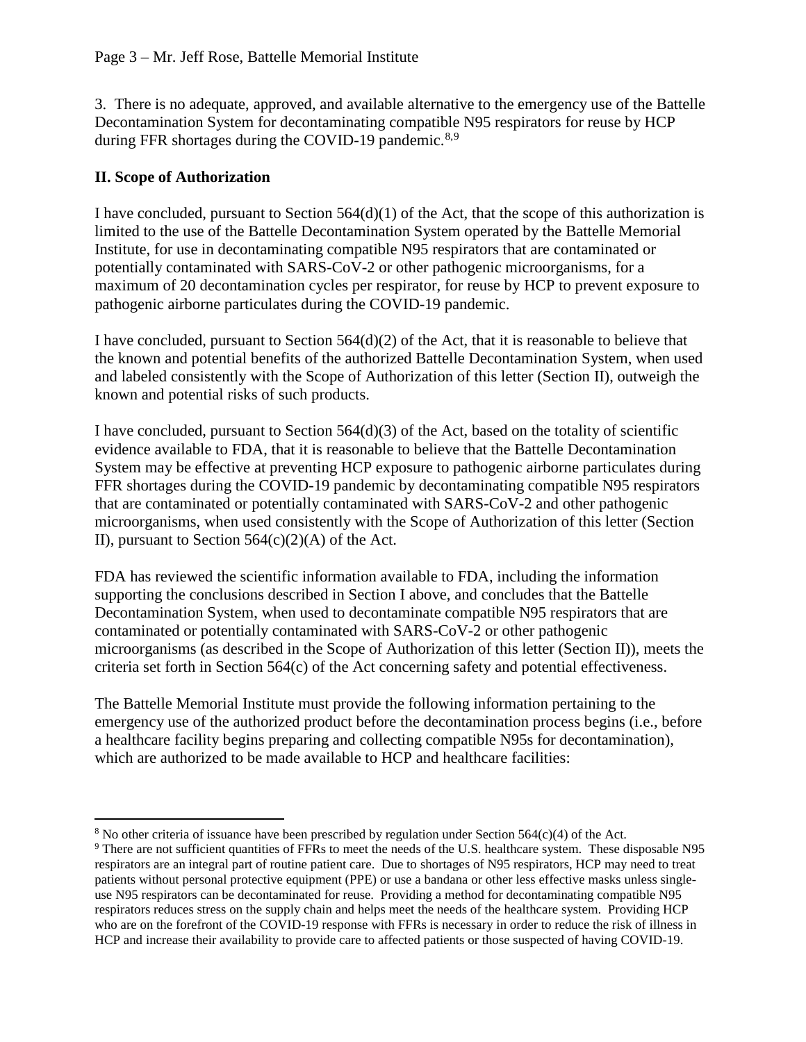3. There is no adequate, approved, and available alternative to the emergency use of the Battelle Decontamination System for decontaminating compatible N95 respirators for reuse by HCP during FFR shortages during the COVID-19 pandemic.[8,9]

## II. Scope of Authorization

I have concluded, pursuant to Section 564(d)(1) of the Act, that the scope of this authorization is limited to the use of the Battelle Decontamination System operated by the Battelle Memorial Institute, for use in decontaminating compatible N95 respirators that are contaminated or potentially contaminated with SARS-CoV-2 or other pathogenic microorganisms, for a maximum of 20 decontamination cycles per respirator, for reuse by HCP to prevent exposure to pathogenic airborne particulates during the COVID-19 pandemic.

I have concluded, pursuant to Section 564(d)(2) of the Act, that it is reasonable to believe that the known and potential benefits of the authorized Battelle Decontamination System, when used and labeled consistently with the Scope of Authorization of this letter (Section II), outweigh the known and potential risks of such products.

I have concluded, pursuant to Section 564(d)(3) of the Act, based on the totality of scientific evidence available to FDA, that it is reasonable to believe that the Battelle Decontamination System may be effective at preventing HCP exposure to pathogenic airborne particulates during FFR shortages during the COVID-19 pandemic by decontaminating compatible N95 respirators that are contaminated or potentially contaminated with SARS-CoV-2 and other pathogenic microorganisms, when used consistently with the Scope of Authorization of this letter (Section II), pursuant to Section 564(c)(2)(A) of the Act.

FDA has reviewed the scientific information available to FDA, including the information supporting the conclusions described in Section I above, and concludes that the Battelle Decontamination System, when used to decontaminate compatible N95 respirators that are contaminated or potentially contaminated with SARS-CoV-2 or other pathogenic microorganisms (as described in the Scope of Authorization of this letter (Section II)), meets the criteria set forth in Section 564(c) of the Act concerning safety and potential effectiveness.

The Battelle Memorial Institute must provide the following information pertaining to the emergency use of the authorized product before the decontamination process begins (i.e., before a healthcare facility begins preparing and collecting compatible N95s for decontamination), which are authorized to be made available to HCP and healthcare facilities:

---

[8] No other criteria of issuance have been prescribed by regulation under Section 564(c)(4) of the Act.

[9] There are not sufficient quantities of FFRs to meet the needs of the U.S. healthcare system. These disposable N95 respirators are an integral part of routine patient care. Due to shortages of N95 respirators, HCP may need to treat patients without personal protective equipment (PPE) or use a bandana or other less effective masks unless single-use N95 respirators can be decontaminated for reuse. Providing a method for decontaminating compatible N95 respirators reduces stress on the supply chain and helps meet the needs of the healthcare system. Providing HCP who are on the forefront of the COVID-19 response with FFRs is necessary in order to reduce the risk of illness in HCP and increase their availability to provide care to affected patients or those suspected of having COVID-19.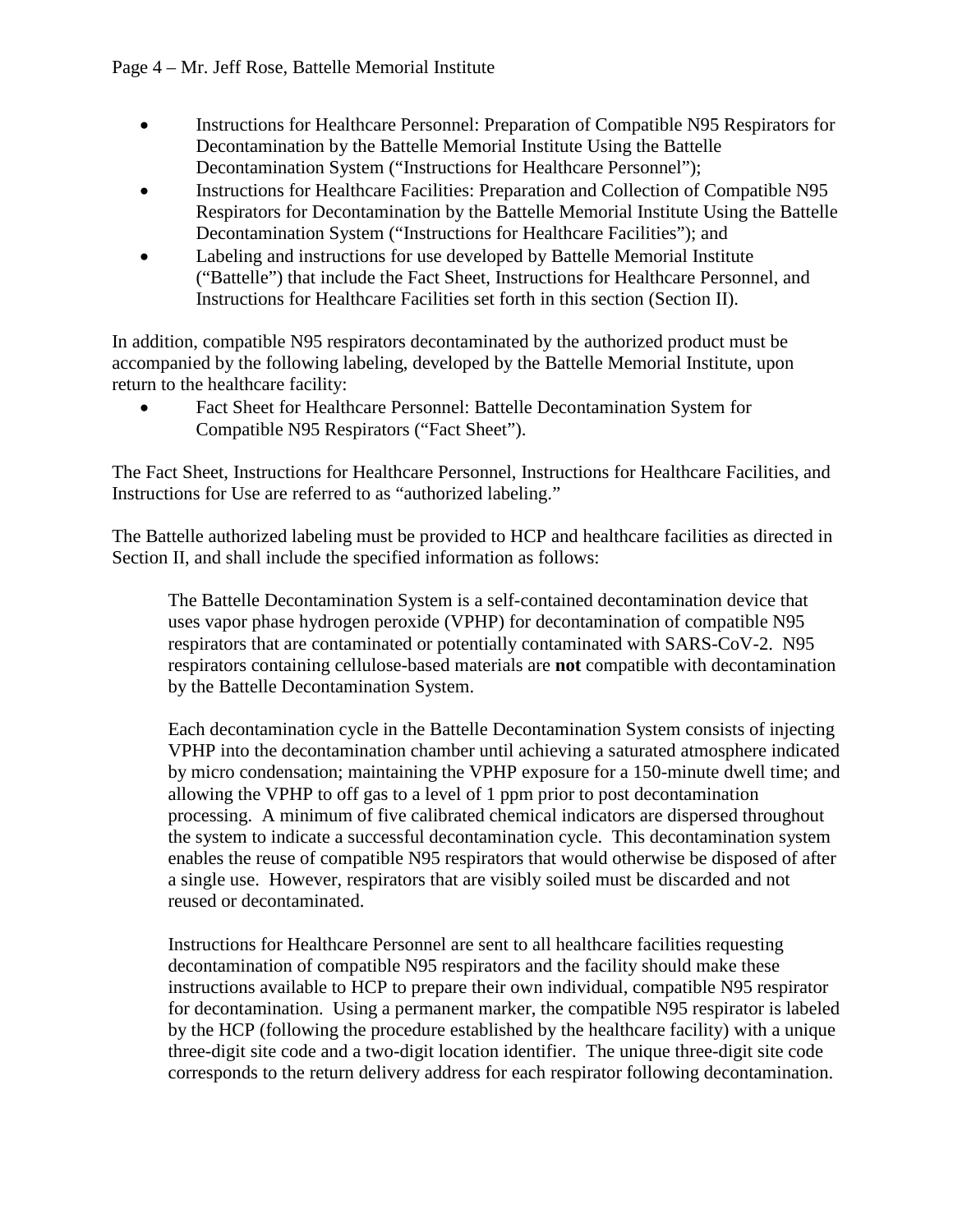- Instructions for Healthcare Personnel: Preparation of Compatible N95 Respirators for Decontamination by the Battelle Memorial Institute Using the Battelle Decontamination System ("Instructions for Healthcare Personnel");
- Instructions for Healthcare Facilities: Preparation and Collection of Compatible N95 Respirators for Decontamination by the Battelle Memorial Institute Using the Battelle Decontamination System ("Instructions for Healthcare Facilities"); and
- Labeling and instructions for use developed by Battelle Memorial Institute ("Battelle") that include the Fact Sheet, Instructions for Healthcare Personnel, and Instructions for Healthcare Facilities set forth in this section (Section II).

In addition, compatible N95 respirators decontaminated by the authorized product must be accompanied by the following labeling, developed by the Battelle Memorial Institute, upon return to the healthcare facility:

- Fact Sheet for Healthcare Personnel: Battelle Decontamination System for Compatible N95 Respirators ("Fact Sheet").

The Fact Sheet, Instructions for Healthcare Personnel, Instructions for Healthcare Facilities, and Instructions for Use are referred to as "authorized labeling."

The Battelle authorized labeling must be provided to HCP and healthcare facilities as directed in Section II, and shall include the specified information as follows:

> The Battelle Decontamination System is a self-contained decontamination device that uses vapor phase hydrogen peroxide (VPHP) for decontamination of compatible N95 respirators that are contaminated or potentially contaminated with SARS-CoV-2. N95 respirators containing cellulose-based materials are **not** compatible with decontamination by the Battelle Decontamination System.
>
> Each decontamination cycle in the Battelle Decontamination System consists of injecting VPHP into the decontamination chamber until achieving a saturated atmosphere indicated by micro condensation; maintaining the VPHP exposure for a 150-minute dwell time; and allowing the VPHP to off gas to a level of 1 ppm prior to post decontamination processing. A minimum of five calibrated chemical indicators are dispersed throughout the system to indicate a successful decontamination cycle. This decontamination system enables the reuse of compatible N95 respirators that would otherwise be disposed of after a single use. However, respirators that are visibly soiled must be discarded and not reused or decontaminated.
>
> Instructions for Healthcare Personnel are sent to all healthcare facilities requesting decontamination of compatible N95 respirators and the facility should make these instructions available to HCP to prepare their own individual, compatible N95 respirator for decontamination. Using a permanent marker, the compatible N95 respirator is labeled by the HCP (following the procedure established by the healthcare facility) with a unique three-digit site code and a two-digit location identifier. The unique three-digit site code corresponds to the return delivery address for each respirator following decontamination.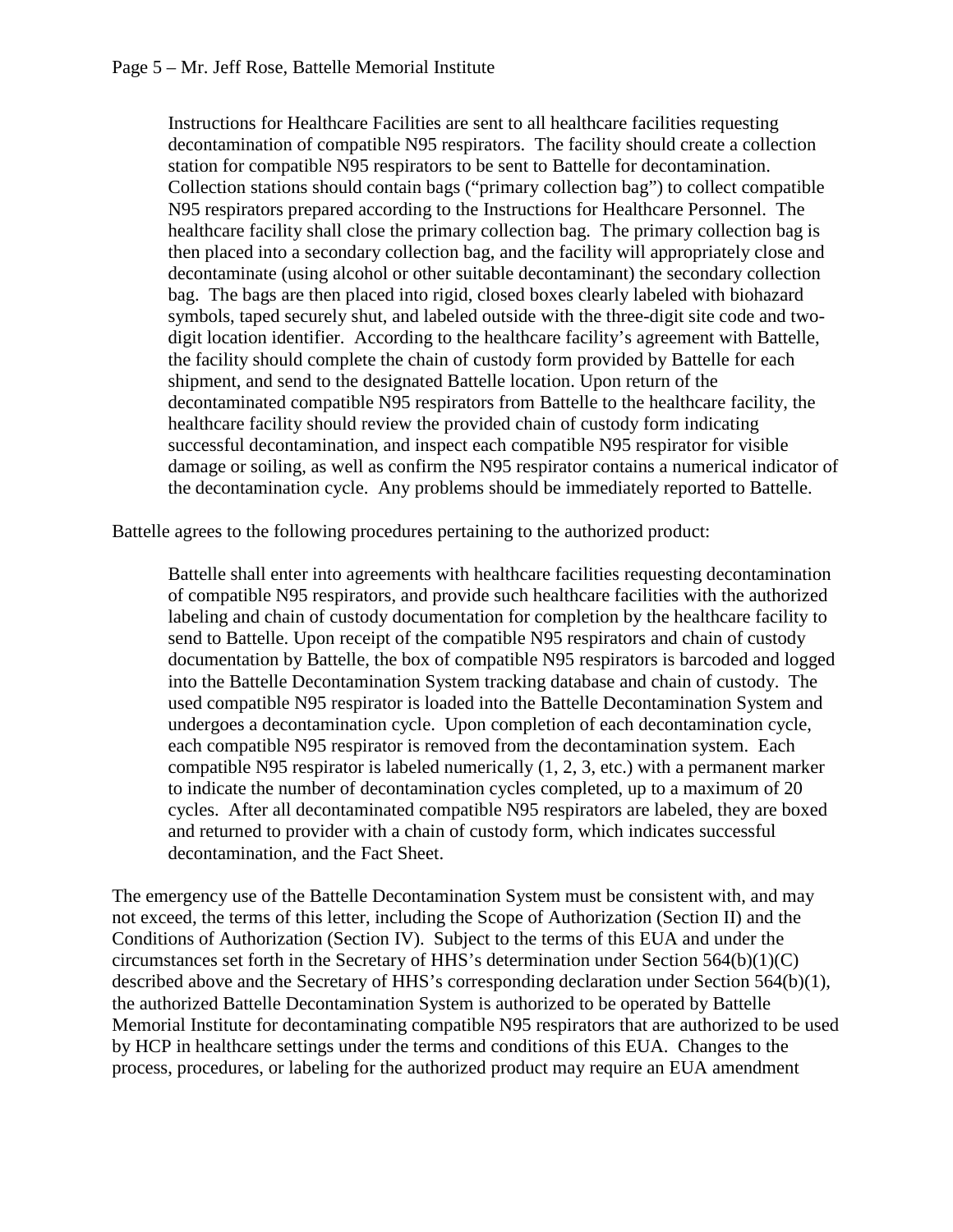Instructions for Healthcare Facilities are sent to all healthcare facilities requesting decontamination of compatible N95 respirators. The facility should create a collection station for compatible N95 respirators to be sent to Battelle for decontamination. Collection stations should contain bags ("primary collection bag") to collect compatible N95 respirators prepared according to the Instructions for Healthcare Personnel. The healthcare facility shall close the primary collection bag. The primary collection bag is then placed into a secondary collection bag, and the facility will appropriately close and decontaminate (using alcohol or other suitable decontaminant) the secondary collection bag. The bags are then placed into rigid, closed boxes clearly labeled with biohazard symbols, taped securely shut, and labeled outside with the three-digit site code and two-digit location identifier. According to the healthcare facility's agreement with Battelle, the facility should complete the chain of custody form provided by Battelle for each shipment, and send to the designated Battelle location. Upon return of the decontaminated compatible N95 respirators from Battelle to the healthcare facility, the healthcare facility should review the provided chain of custody form indicating successful decontamination, and inspect each compatible N95 respirator for visible damage or soiling, as well as confirm the N95 respirator contains a numerical indicator of the decontamination cycle. Any problems should be immediately reported to Battelle.

Battelle agrees to the following procedures pertaining to the authorized product:

> Battelle shall enter into agreements with healthcare facilities requesting decontamination of compatible N95 respirators, and provide such healthcare facilities with the authorized labeling and chain of custody documentation for completion by the healthcare facility to send to Battelle. Upon receipt of the compatible N95 respirators and chain of custody documentation by Battelle, the box of compatible N95 respirators is barcoded and logged into the Battelle Decontamination System tracking database and chain of custody. The used compatible N95 respirator is loaded into the Battelle Decontamination System and undergoes a decontamination cycle. Upon completion of each decontamination cycle, each compatible N95 respirator is removed from the decontamination system. Each compatible N95 respirator is labeled numerically (1, 2, 3, etc.) with a permanent marker to indicate the number of decontamination cycles completed, up to a maximum of 20 cycles. After all decontaminated compatible N95 respirators are labeled, they are boxed and returned to provider with a chain of custody form, which indicates successful decontamination, and the Fact Sheet.

The emergency use of the Battelle Decontamination System must be consistent with, and may not exceed, the terms of this letter, including the Scope of Authorization (Section II) and the Conditions of Authorization (Section IV). Subject to the terms of this EUA and under the circumstances set forth in the Secretary of HHS's determination under Section 564(b)(1)(C) described above and the Secretary of HHS's corresponding declaration under Section 564(b)(1), the authorized Battelle Decontamination System is authorized to be operated by Battelle Memorial Institute for decontaminating compatible N95 respirators that are authorized to be used by HCP in healthcare settings under the terms and conditions of this EUA. Changes to the process, procedures, or labeling for the authorized product may require an EUA amendment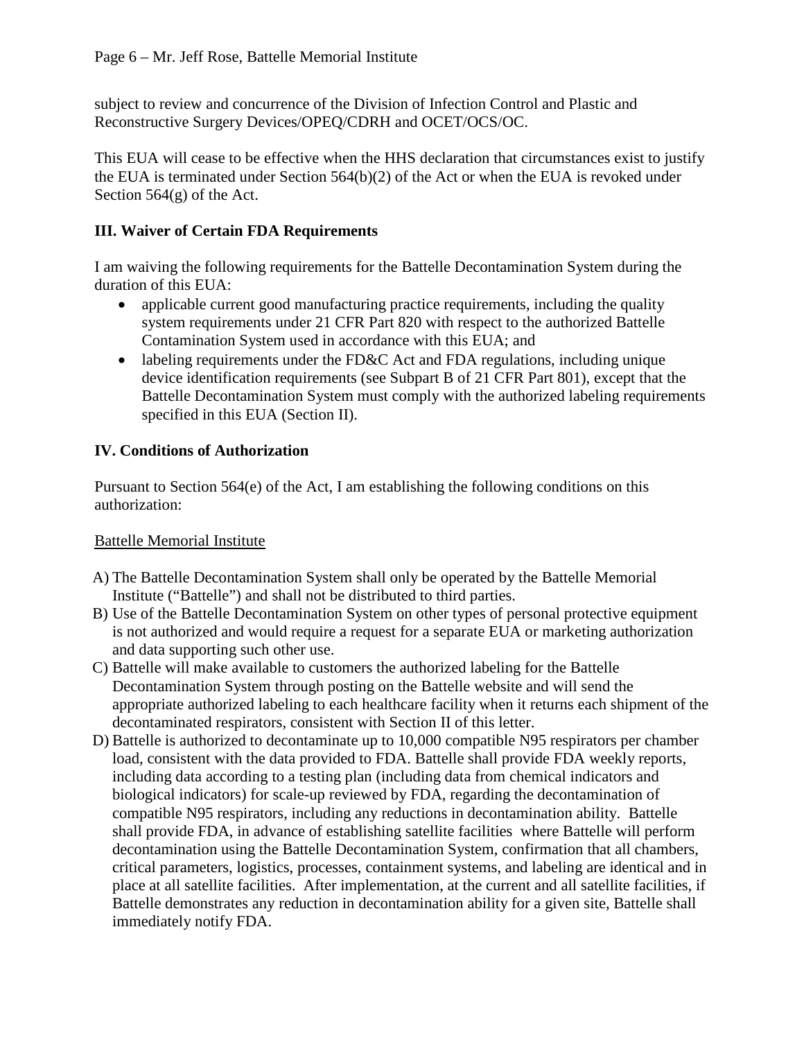subject to review and concurrence of the Division of Infection Control and Plastic and Reconstructive Surgery Devices/OPEQ/CDRH and OCET/OCS/OC.

This EUA will cease to be effective when the HHS declaration that circumstances exist to justify the EUA is terminated under Section 564(b)(2) of the Act or when the EUA is revoked under Section 564(g) of the Act.

## III. Waiver of Certain FDA Requirements

I am waiving the following requirements for the Battelle Decontamination System during the duration of this EUA:

- applicable current good manufacturing practice requirements, including the quality system requirements under 21 CFR Part 820 with respect to the authorized Battelle Contamination System used in accordance with this EUA; and
- labeling requirements under the FD&C Act and FDA regulations, including unique device identification requirements (see Subpart B of 21 CFR Part 801), except that the Battelle Decontamination System must comply with the authorized labeling requirements specified in this EUA (Section II).

## IV. Conditions of Authorization

Pursuant to Section 564(e) of the Act, I am establishing the following conditions on this authorization:

<u>Battelle Memorial Institute</u>

A) The Battelle Decontamination System shall only be operated by the Battelle Memorial Institute ("Battelle") and shall not be distributed to third parties.

B) Use of the Battelle Decontamination System on other types of personal protective equipment is not authorized and would require a request for a separate EUA or marketing authorization and data supporting such other use.

C) Battelle will make available to customers the authorized labeling for the Battelle Decontamination System through posting on the Battelle website and will send the appropriate authorized labeling to each healthcare facility when it returns each shipment of the decontaminated respirators, consistent with Section II of this letter.

D) Battelle is authorized to decontaminate up to 10,000 compatible N95 respirators per chamber load, consistent with the data provided to FDA. Battelle shall provide FDA weekly reports, including data according to a testing plan (including data from chemical indicators and biological indicators) for scale-up reviewed by FDA, regarding the decontamination of compatible N95 respirators, including any reductions in decontamination ability. Battelle shall provide FDA, in advance of establishing satellite facilities where Battelle will perform decontamination using the Battelle Decontamination System, confirmation that all chambers, critical parameters, logistics, processes, containment systems, and labeling are identical and in place at all satellite facilities. After implementation, at the current and all satellite facilities, if Battelle demonstrates any reduction in decontamination ability for a given site, Battelle shall immediately notify FDA.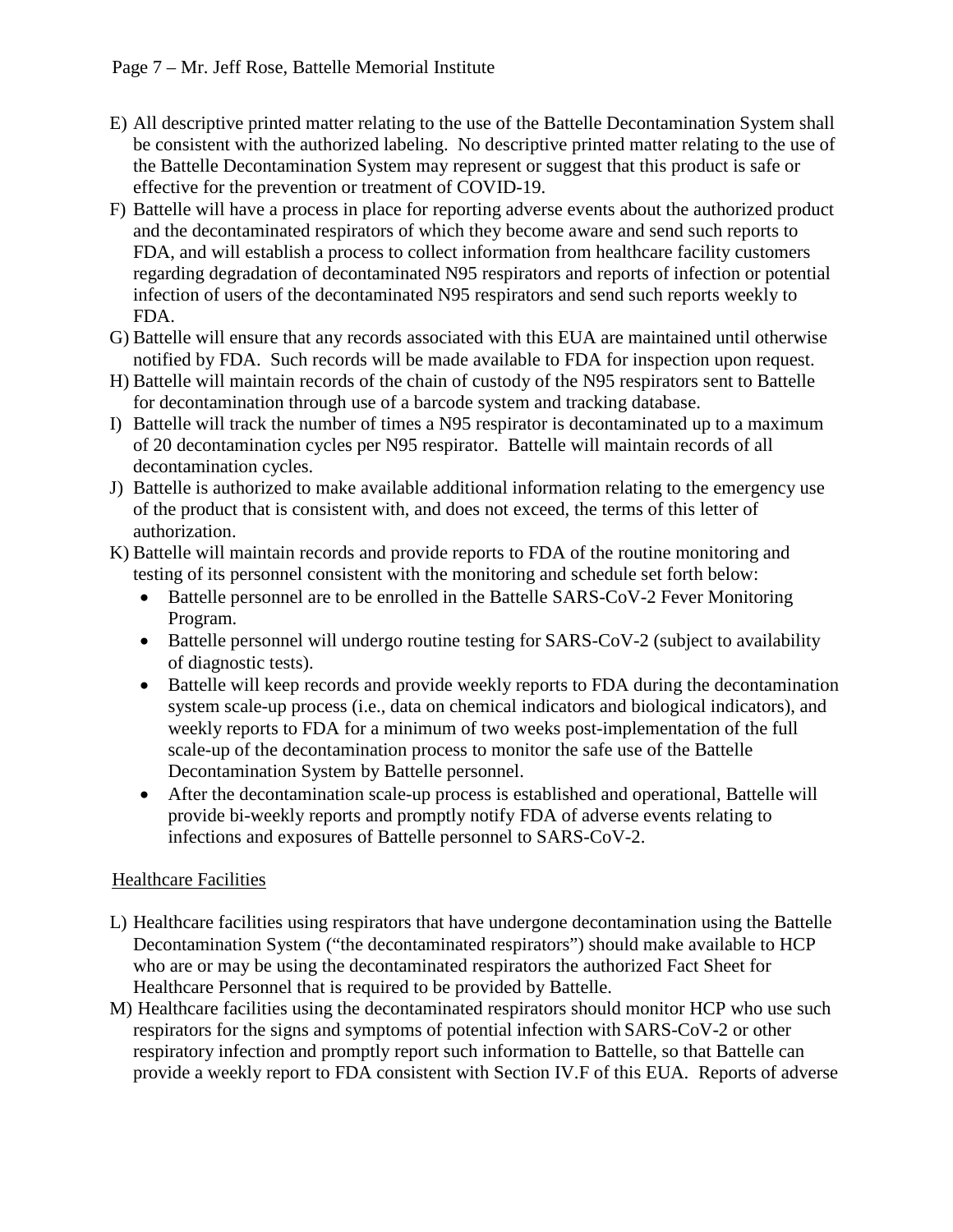E) All descriptive printed matter relating to the use of the Battelle Decontamination System shall be consistent with the authorized labeling. No descriptive printed matter relating to the use of the Battelle Decontamination System may represent or suggest that this product is safe or effective for the prevention or treatment of COVID-19.

F) Battelle will have a process in place for reporting adverse events about the authorized product and the decontaminated respirators of which they become aware and send such reports to FDA, and will establish a process to collect information from healthcare facility customers regarding degradation of decontaminated N95 respirators and reports of infection or potential infection of users of the decontaminated N95 respirators and send such reports weekly to FDA.

G) Battelle will ensure that any records associated with this EUA are maintained until otherwise notified by FDA. Such records will be made available to FDA for inspection upon request.

H) Battelle will maintain records of the chain of custody of the N95 respirators sent to Battelle for decontamination through use of a barcode system and tracking database.

I) Battelle will track the number of times a N95 respirator is decontaminated up to a maximum of 20 decontamination cycles per N95 respirator. Battelle will maintain records of all decontamination cycles.

J) Battelle is authorized to make available additional information relating to the emergency use of the product that is consistent with, and does not exceed, the terms of this letter of authorization.

K) Battelle will maintain records and provide reports to FDA of the routine monitoring and testing of its personnel consistent with the monitoring and schedule set forth below:
   - Battelle personnel are to be enrolled in the Battelle SARS-CoV-2 Fever Monitoring Program.
   - Battelle personnel will undergo routine testing for SARS-CoV-2 (subject to availability of diagnostic tests).
   - Battelle will keep records and provide weekly reports to FDA during the decontamination system scale-up process (i.e., data on chemical indicators and biological indicators), and weekly reports to FDA for a minimum of two weeks post-implementation of the full scale-up of the decontamination process to monitor the safe use of the Battelle Decontamination System by Battelle personnel.
   - After the decontamination scale-up process is established and operational, Battelle will provide bi-weekly reports and promptly notify FDA of adverse events relating to infections and exposures of Battelle personnel to SARS-CoV-2.

<u>Healthcare Facilities</u>

L) Healthcare facilities using respirators that have undergone decontamination using the Battelle Decontamination System ("the decontaminated respirators") should make available to HCP who are or may be using the decontaminated respirators the authorized Fact Sheet for Healthcare Personnel that is required to be provided by Battelle.

M) Healthcare facilities using the decontaminated respirators should monitor HCP who use such respirators for the signs and symptoms of potential infection with SARS-CoV-2 or other respiratory infection and promptly report such information to Battelle, so that Battelle can provide a weekly report to FDA consistent with Section IV.F of this EUA. Reports of adverse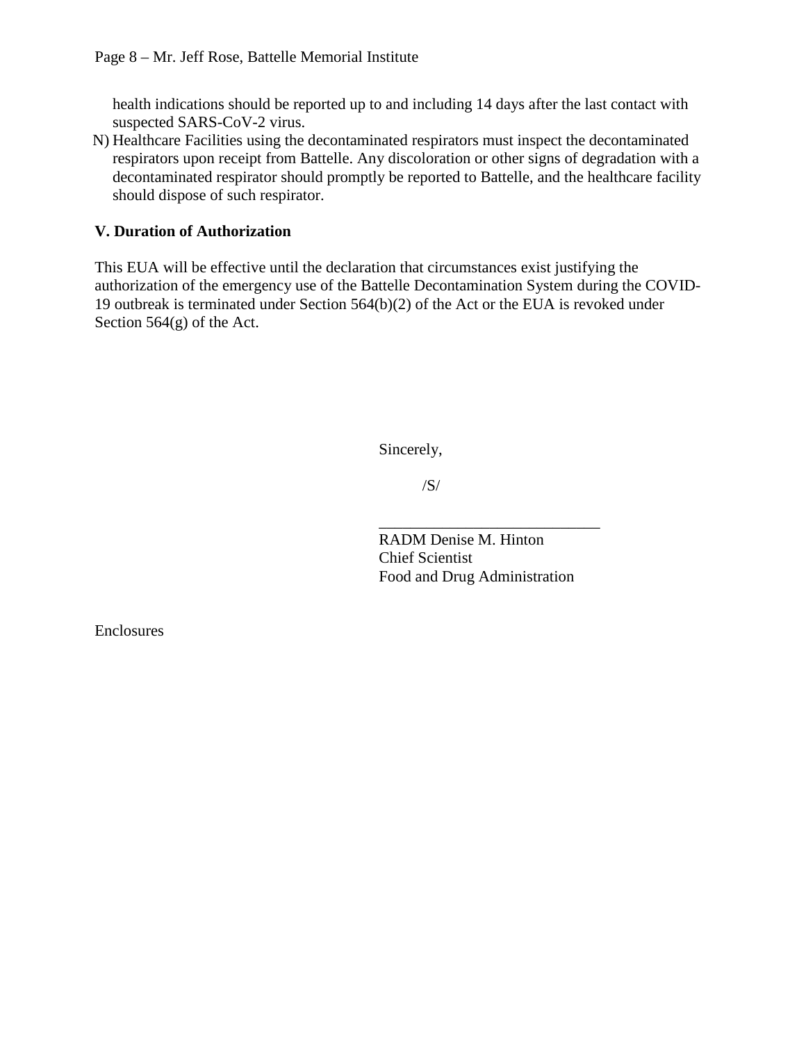health indications should be reported up to and including 14 days after the last contact with suspected SARS-CoV-2 virus.

N) Healthcare Facilities using the decontaminated respirators must inspect the decontaminated respirators upon receipt from Battelle. Any discoloration or other signs of degradation with a decontaminated respirator should promptly be reported to Battelle, and the healthcare facility should dispose of such respirator.

**V. Duration of Authorization**

This EUA will be effective until the declaration that circumstances exist justifying the authorization of the emergency use of the Battelle Decontamination System during the COVID-19 outbreak is terminated under Section 564(b)(2) of the Act or the EUA is revoked under Section 564(g) of the Act.

Sincerely,

/S/

\_\_\_\_\_\_\_\_\_\_\_\_\_\_\_\_\_\_\_\_\_\_\_\_\_\_\_\_

RADM Denise M. Hinton
Chief Scientist
Food and Drug Administration

Enclosures